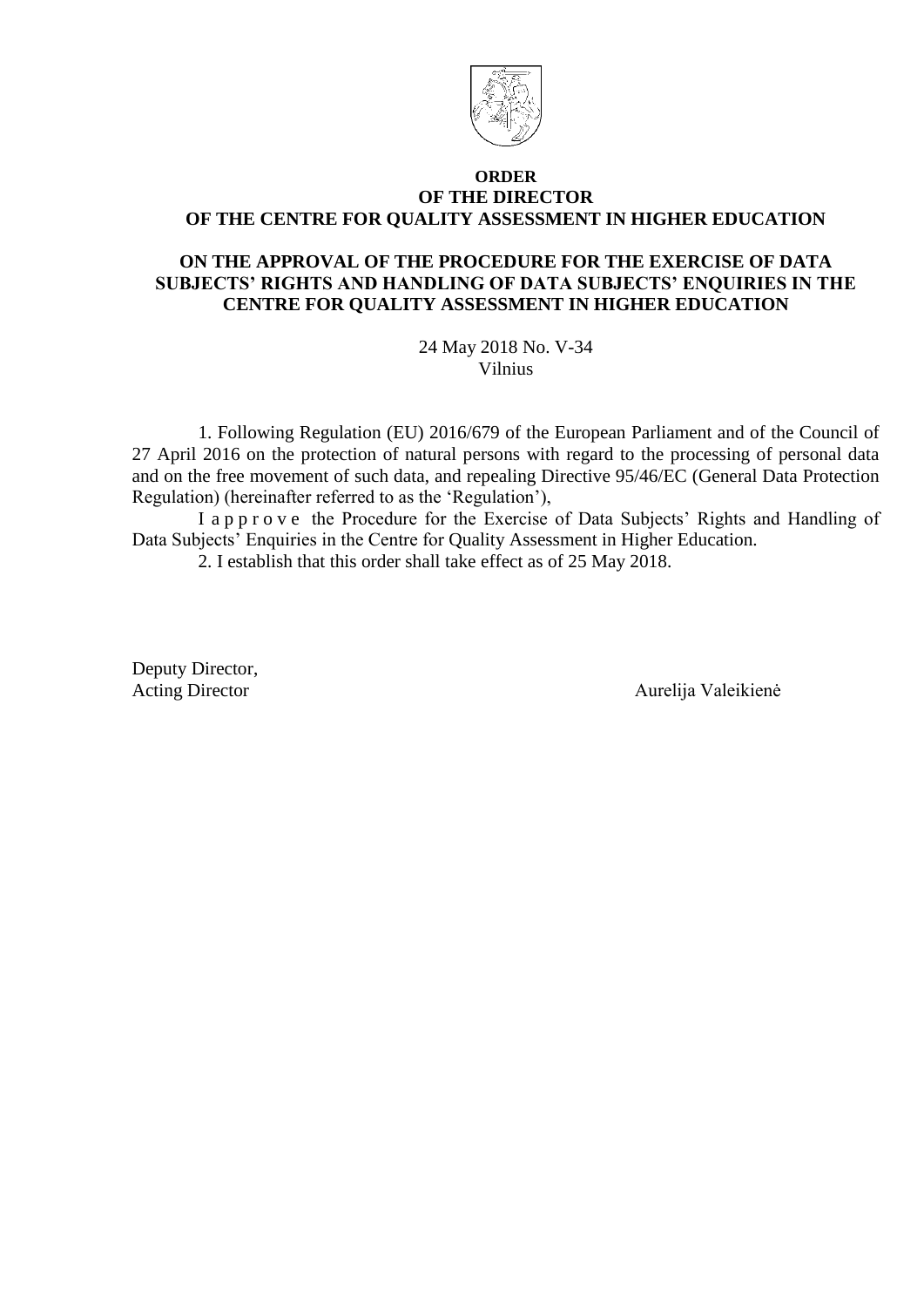**ORDER**
**OF THE DIRECTOR**
**OF THE CENTRE FOR QUALITY ASSESSMENT IN HIGHER EDUCATION**

**ON THE APPROVAL OF THE PROCEDURE FOR THE EXERCISE OF DATA SUBJECTS' RIGHTS AND HANDLING OF DATA SUBJECTS' ENQUIRIES IN THE CENTRE FOR QUALITY ASSESSMENT IN HIGHER EDUCATION**

24 May 2018 No. V-34
Vilnius

1. Following Regulation (EU) 2016/679 of the European Parliament and of the Council of 27 April 2016 on the protection of natural persons with regard to the processing of personal data and on the free movement of such data, and repealing Directive 95/46/EC (General Data Protection Regulation) (hereinafter referred to as the 'Regulation'),

I a p p r o v e the Procedure for the Exercise of Data Subjects' Rights and Handling of Data Subjects' Enquiries in the Centre for Quality Assessment in Higher Education.

2. I establish that this order shall take effect as of 25 May 2018.

Deputy Director,
Acting Director Aurelija Valeikienė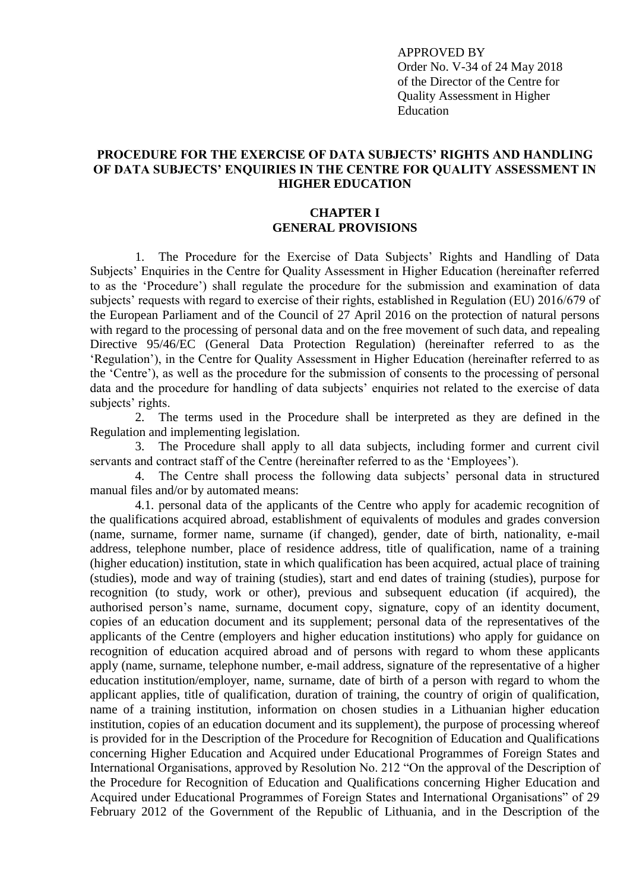APPROVED BY
Order No. V-34 of 24 May 2018
of the Director of the Centre for
Quality Assessment in Higher
Education

**PROCEDURE FOR THE EXERCISE OF DATA SUBJECTS' RIGHTS AND HANDLING OF DATA SUBJECTS' ENQUIRIES IN THE CENTRE FOR QUALITY ASSESSMENT IN HIGHER EDUCATION**

**CHAPTER I**
**GENERAL PROVISIONS**

1. The Procedure for the Exercise of Data Subjects' Rights and Handling of Data Subjects' Enquiries in the Centre for Quality Assessment in Higher Education (hereinafter referred to as the 'Procedure') shall regulate the procedure for the submission and examination of data subjects' requests with regard to exercise of their rights, established in Regulation (EU) 2016/679 of the European Parliament and of the Council of 27 April 2016 on the protection of natural persons with regard to the processing of personal data and on the free movement of such data, and repealing Directive 95/46/EC (General Data Protection Regulation) (hereinafter referred to as the 'Regulation'), in the Centre for Quality Assessment in Higher Education (hereinafter referred to as the 'Centre'), as well as the procedure for the submission of consents to the processing of personal data and the procedure for handling of data subjects' enquiries not related to the exercise of data subjects' rights.

2. The terms used in the Procedure shall be interpreted as they are defined in the Regulation and implementing legislation.

3. The Procedure shall apply to all data subjects, including former and current civil servants and contract staff of the Centre (hereinafter referred to as the 'Employees').

4. The Centre shall process the following data subjects' personal data in structured manual files and/or by automated means:

4.1. personal data of the applicants of the Centre who apply for academic recognition of the qualifications acquired abroad, establishment of equivalents of modules and grades conversion (name, surname, former name, surname (if changed), gender, date of birth, nationality, e-mail address, telephone number, place of residence address, title of qualification, name of a training (higher education) institution, state in which qualification has been acquired, actual place of training (studies), mode and way of training (studies), start and end dates of training (studies), purpose for recognition (to study, work or other), previous and subsequent education (if acquired), the authorised person's name, surname, document copy, signature, copy of an identity document, copies of an education document and its supplement; personal data of the representatives of the applicants of the Centre (employers and higher education institutions) who apply for guidance on recognition of education acquired abroad and of persons with regard to whom these applicants apply (name, surname, telephone number, e-mail address, signature of the representative of a higher education institution/employer, name, surname, date of birth of a person with regard to whom the applicant applies, title of qualification, duration of training, the country of origin of qualification, name of a training institution, information on chosen studies in a Lithuanian higher education institution, copies of an education document and its supplement), the purpose of processing whereof is provided for in the Description of the Procedure for Recognition of Education and Qualifications concerning Higher Education and Acquired under Educational Programmes of Foreign States and International Organisations, approved by Resolution No. 212 "On the approval of the Description of the Procedure for Recognition of Education and Qualifications concerning Higher Education and Acquired under Educational Programmes of Foreign States and International Organisations" of 29 February 2012 of the Government of the Republic of Lithuania, and in the Description of the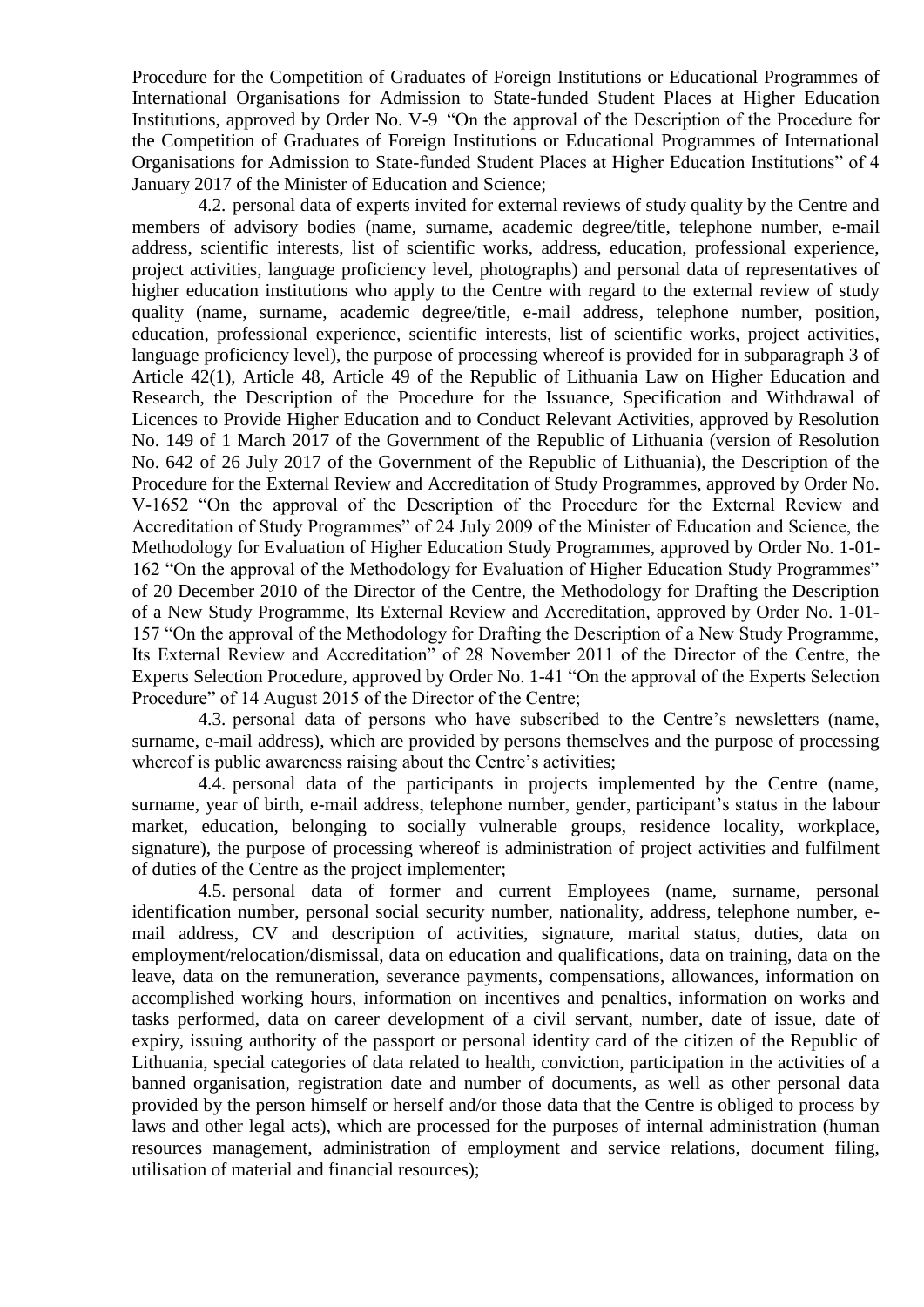Procedure for the Competition of Graduates of Foreign Institutions or Educational Programmes of International Organisations for Admission to State-funded Student Places at Higher Education Institutions, approved by Order No. V-9 "On the approval of the Description of the Procedure for the Competition of Graduates of Foreign Institutions or Educational Programmes of International Organisations for Admission to State-funded Student Places at Higher Education Institutions" of 4 January 2017 of the Minister of Education and Science;

4.2. personal data of experts invited for external reviews of study quality by the Centre and members of advisory bodies (name, surname, academic degree/title, telephone number, e-mail address, scientific interests, list of scientific works, address, education, professional experience, project activities, language proficiency level, photographs) and personal data of representatives of higher education institutions who apply to the Centre with regard to the external review of study quality (name, surname, academic degree/title, e-mail address, telephone number, position, education, professional experience, scientific interests, list of scientific works, project activities, language proficiency level), the purpose of processing whereof is provided for in subparagraph 3 of Article 42(1), Article 48, Article 49 of the Republic of Lithuania Law on Higher Education and Research, the Description of the Procedure for the Issuance, Specification and Withdrawal of Licences to Provide Higher Education and to Conduct Relevant Activities, approved by Resolution No. 149 of 1 March 2017 of the Government of the Republic of Lithuania (version of Resolution No. 642 of 26 July 2017 of the Government of the Republic of Lithuania), the Description of the Procedure for the External Review and Accreditation of Study Programmes, approved by Order No. V-1652 "On the approval of the Description of the Procedure for the External Review and Accreditation of Study Programmes" of 24 July 2009 of the Minister of Education and Science, the Methodology for Evaluation of Higher Education Study Programmes, approved by Order No. 1-01-162 "On the approval of the Methodology for Evaluation of Higher Education Study Programmes" of 20 December 2010 of the Director of the Centre, the Methodology for Drafting the Description of a New Study Programme, Its External Review and Accreditation, approved by Order No. 1-01-157 "On the approval of the Methodology for Drafting the Description of a New Study Programme, Its External Review and Accreditation" of 28 November 2011 of the Director of the Centre, the Experts Selection Procedure, approved by Order No. 1-41 "On the approval of the Experts Selection Procedure" of 14 August 2015 of the Director of the Centre;

4.3. personal data of persons who have subscribed to the Centre's newsletters (name, surname, e-mail address), which are provided by persons themselves and the purpose of processing whereof is public awareness raising about the Centre's activities;

4.4. personal data of the participants in projects implemented by the Centre (name, surname, year of birth, e-mail address, telephone number, gender, participant's status in the labour market, education, belonging to socially vulnerable groups, residence locality, workplace, signature), the purpose of processing whereof is administration of project activities and fulfilment of duties of the Centre as the project implementer;

4.5. personal data of former and current Employees (name, surname, personal identification number, personal social security number, nationality, address, telephone number, e-mail address, CV and description of activities, signature, marital status, duties, data on employment/relocation/dismissal, data on education and qualifications, data on training, data on the leave, data on the remuneration, severance payments, compensations, allowances, information on accomplished working hours, information on incentives and penalties, information on works and tasks performed, data on career development of a civil servant, number, date of issue, date of expiry, issuing authority of the passport or personal identity card of the citizen of the Republic of Lithuania, special categories of data related to health, conviction, participation in the activities of a banned organisation, registration date and number of documents, as well as other personal data provided by the person himself or herself and/or those data that the Centre is obliged to process by laws and other legal acts), which are processed for the purposes of internal administration (human resources management, administration of employment and service relations, document filing, utilisation of material and financial resources);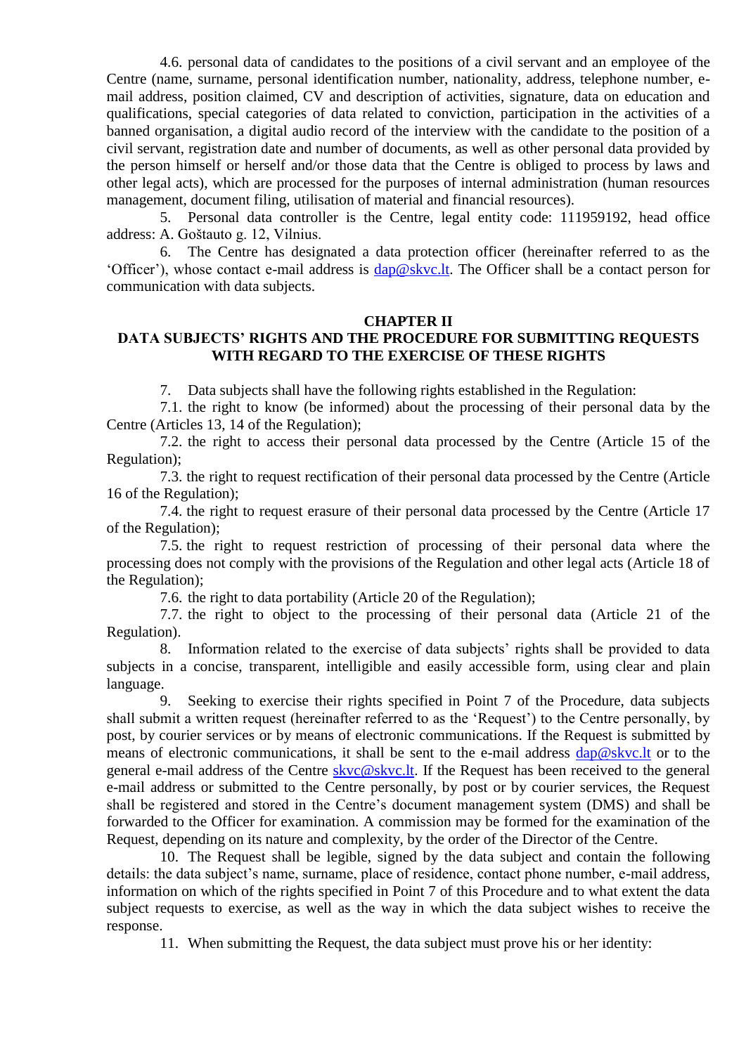4.6. personal data of candidates to the positions of a civil servant and an employee of the Centre (name, surname, personal identification number, nationality, address, telephone number, e-mail address, position claimed, CV and description of activities, signature, data on education and qualifications, special categories of data related to conviction, participation in the activities of a banned organisation, a digital audio record of the interview with the candidate to the position of a civil servant, registration date and number of documents, as well as other personal data provided by the person himself or herself and/or those data that the Centre is obliged to process by laws and other legal acts), which are processed for the purposes of internal administration (human resources management, document filing, utilisation of material and financial resources).

5. Personal data controller is the Centre, legal entity code: 111959192, head office address: A. Goštauto g. 12, Vilnius.

6. The Centre has designated a data protection officer (hereinafter referred to as the 'Officer'), whose contact e-mail address is dap@skvc.lt. The Officer shall be a contact person for communication with data subjects.

## CHAPTER II
## DATA SUBJECTS' RIGHTS AND THE PROCEDURE FOR SUBMITTING REQUESTS WITH REGARD TO THE EXERCISE OF THESE RIGHTS

7. Data subjects shall have the following rights established in the Regulation:

7.1. the right to know (be informed) about the processing of their personal data by the Centre (Articles 13, 14 of the Regulation);

7.2. the right to access their personal data processed by the Centre (Article 15 of the Regulation);

7.3. the right to request rectification of their personal data processed by the Centre (Article 16 of the Regulation);

7.4. the right to request erasure of their personal data processed by the Centre (Article 17 of the Regulation);

7.5. the right to request restriction of processing of their personal data where the processing does not comply with the provisions of the Regulation and other legal acts (Article 18 of the Regulation);

7.6. the right to data portability (Article 20 of the Regulation);

7.7. the right to object to the processing of their personal data (Article 21 of the Regulation).

8. Information related to the exercise of data subjects' rights shall be provided to data subjects in a concise, transparent, intelligible and easily accessible form, using clear and plain language.

9. Seeking to exercise their rights specified in Point 7 of the Procedure, data subjects shall submit a written request (hereinafter referred to as the 'Request') to the Centre personally, by post, by courier services or by means of electronic communications. If the Request is submitted by means of electronic communications, it shall be sent to the e-mail address dap@skvc.lt or to the general e-mail address of the Centre skvc@skvc.lt. If the Request has been received to the general e-mail address or submitted to the Centre personally, by post or by courier services, the Request shall be registered and stored in the Centre's document management system (DMS) and shall be forwarded to the Officer for examination. A commission may be formed for the examination of the Request, depending on its nature and complexity, by the order of the Director of the Centre.

10. The Request shall be legible, signed by the data subject and contain the following details: the data subject's name, surname, place of residence, contact phone number, e-mail address, information on which of the rights specified in Point 7 of this Procedure and to what extent the data subject requests to exercise, as well as the way in which the data subject wishes to receive the response.

11. When submitting the Request, the data subject must prove his or her identity: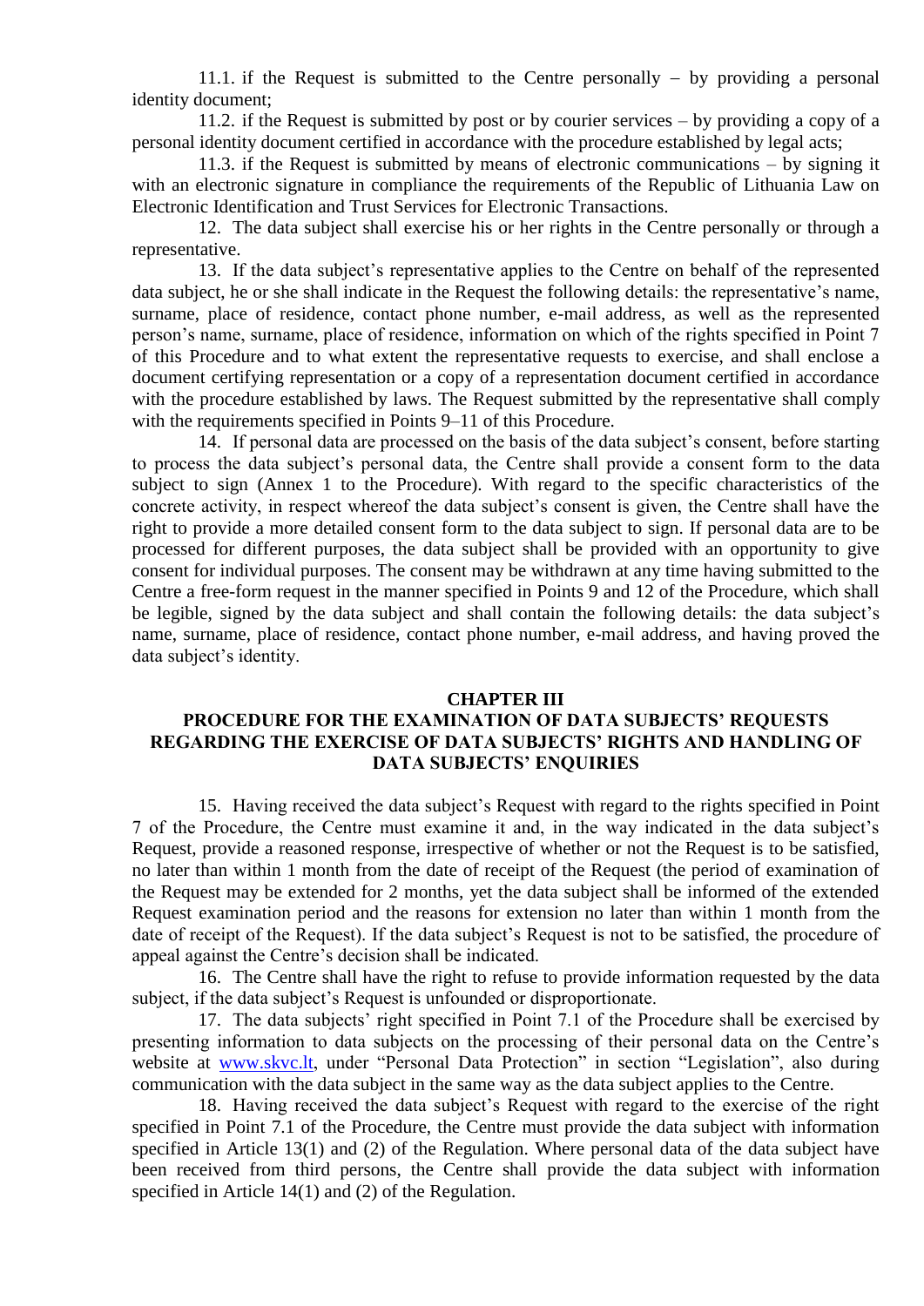11.1. if the Request is submitted to the Centre personally – by providing a personal identity document;

11.2. if the Request is submitted by post or by courier services – by providing a copy of a personal identity document certified in accordance with the procedure established by legal acts;

11.3. if the Request is submitted by means of electronic communications – by signing it with an electronic signature in compliance the requirements of the Republic of Lithuania Law on Electronic Identification and Trust Services for Electronic Transactions.

12. The data subject shall exercise his or her rights in the Centre personally or through a representative.

13. If the data subject's representative applies to the Centre on behalf of the represented data subject, he or she shall indicate in the Request the following details: the representative's name, surname, place of residence, contact phone number, e-mail address, as well as the represented person's name, surname, place of residence, information on which of the rights specified in Point 7 of this Procedure and to what extent the representative requests to exercise, and shall enclose a document certifying representation or a copy of a representation document certified in accordance with the procedure established by laws. The Request submitted by the representative shall comply with the requirements specified in Points 9–11 of this Procedure.

14. If personal data are processed on the basis of the data subject's consent, before starting to process the data subject's personal data, the Centre shall provide a consent form to the data subject to sign (Annex 1 to the Procedure). With regard to the specific characteristics of the concrete activity, in respect whereof the data subject's consent is given, the Centre shall have the right to provide a more detailed consent form to the data subject to sign. If personal data are to be processed for different purposes, the data subject shall be provided with an opportunity to give consent for individual purposes. The consent may be withdrawn at any time having submitted to the Centre a free-form request in the manner specified in Points 9 and 12 of the Procedure, which shall be legible, signed by the data subject and shall contain the following details: the data subject's name, surname, place of residence, contact phone number, e-mail address, and having proved the data subject's identity.

## CHAPTER III
## PROCEDURE FOR THE EXAMINATION OF DATA SUBJECTS' REQUESTS REGARDING THE EXERCISE OF DATA SUBJECTS' RIGHTS AND HANDLING OF DATA SUBJECTS' ENQUIRIES

15. Having received the data subject's Request with regard to the rights specified in Point 7 of the Procedure, the Centre must examine it and, in the way indicated in the data subject's Request, provide a reasoned response, irrespective of whether or not the Request is to be satisfied, no later than within 1 month from the date of receipt of the Request (the period of examination of the Request may be extended for 2 months, yet the data subject shall be informed of the extended Request examination period and the reasons for extension no later than within 1 month from the date of receipt of the Request). If the data subject's Request is not to be satisfied, the procedure of appeal against the Centre's decision shall be indicated.

16. The Centre shall have the right to refuse to provide information requested by the data subject, if the data subject's Request is unfounded or disproportionate.

17. The data subjects' right specified in Point 7.1 of the Procedure shall be exercised by presenting information to data subjects on the processing of their personal data on the Centre's website at www.skvc.lt, under "Personal Data Protection" in section "Legislation", also during communication with the data subject in the same way as the data subject applies to the Centre.

18. Having received the data subject's Request with regard to the exercise of the right specified in Point 7.1 of the Procedure, the Centre must provide the data subject with information specified in Article 13(1) and (2) of the Regulation. Where personal data of the data subject have been received from third persons, the Centre shall provide the data subject with information specified in Article 14(1) and (2) of the Regulation.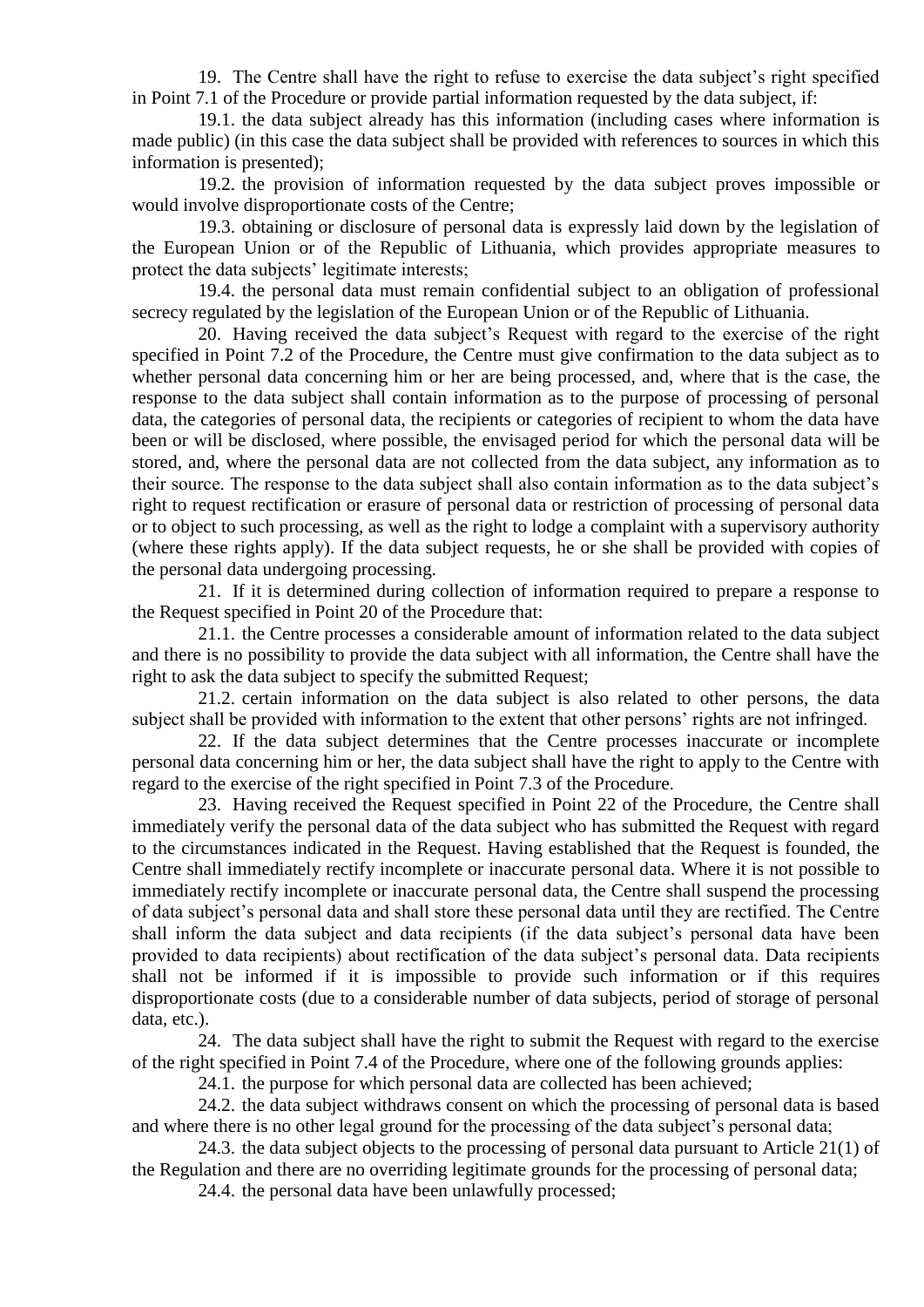19. The Centre shall have the right to refuse to exercise the data subject's right specified in Point 7.1 of the Procedure or provide partial information requested by the data subject, if:

19.1. the data subject already has this information (including cases where information is made public) (in this case the data subject shall be provided with references to sources in which this information is presented);

19.2. the provision of information requested by the data subject proves impossible or would involve disproportionate costs of the Centre;

19.3. obtaining or disclosure of personal data is expressly laid down by the legislation of the European Union or of the Republic of Lithuania, which provides appropriate measures to protect the data subjects' legitimate interests;

19.4. the personal data must remain confidential subject to an obligation of professional secrecy regulated by the legislation of the European Union or of the Republic of Lithuania.

20. Having received the data subject's Request with regard to the exercise of the right specified in Point 7.2 of the Procedure, the Centre must give confirmation to the data subject as to whether personal data concerning him or her are being processed, and, where that is the case, the response to the data subject shall contain information as to the purpose of processing of personal data, the categories of personal data, the recipients or categories of recipient to whom the data have been or will be disclosed, where possible, the envisaged period for which the personal data will be stored, and, where the personal data are not collected from the data subject, any information as to their source. The response to the data subject shall also contain information as to the data subject's right to request rectification or erasure of personal data or restriction of processing of personal data or to object to such processing, as well as the right to lodge a complaint with a supervisory authority (where these rights apply). If the data subject requests, he or she shall be provided with copies of the personal data undergoing processing.

21. If it is determined during collection of information required to prepare a response to the Request specified in Point 20 of the Procedure that:

21.1. the Centre processes a considerable amount of information related to the data subject and there is no possibility to provide the data subject with all information, the Centre shall have the right to ask the data subject to specify the submitted Request;

21.2. certain information on the data subject is also related to other persons, the data subject shall be provided with information to the extent that other persons' rights are not infringed.

22. If the data subject determines that the Centre processes inaccurate or incomplete personal data concerning him or her, the data subject shall have the right to apply to the Centre with regard to the exercise of the right specified in Point 7.3 of the Procedure.

23. Having received the Request specified in Point 22 of the Procedure, the Centre shall immediately verify the personal data of the data subject who has submitted the Request with regard to the circumstances indicated in the Request. Having established that the Request is founded, the Centre shall immediately rectify incomplete or inaccurate personal data. Where it is not possible to immediately rectify incomplete or inaccurate personal data, the Centre shall suspend the processing of data subject's personal data and shall store these personal data until they are rectified. The Centre shall inform the data subject and data recipients (if the data subject's personal data have been provided to data recipients) about rectification of the data subject's personal data. Data recipients shall not be informed if it is impossible to provide such information or if this requires disproportionate costs (due to a considerable number of data subjects, period of storage of personal data, etc.).

24. The data subject shall have the right to submit the Request with regard to the exercise of the right specified in Point 7.4 of the Procedure, where one of the following grounds applies:

24.1. the purpose for which personal data are collected has been achieved;

24.2. the data subject withdraws consent on which the processing of personal data is based and where there is no other legal ground for the processing of the data subject's personal data;

24.3. the data subject objects to the processing of personal data pursuant to Article 21(1) of the Regulation and there are no overriding legitimate grounds for the processing of personal data;

24.4. the personal data have been unlawfully processed;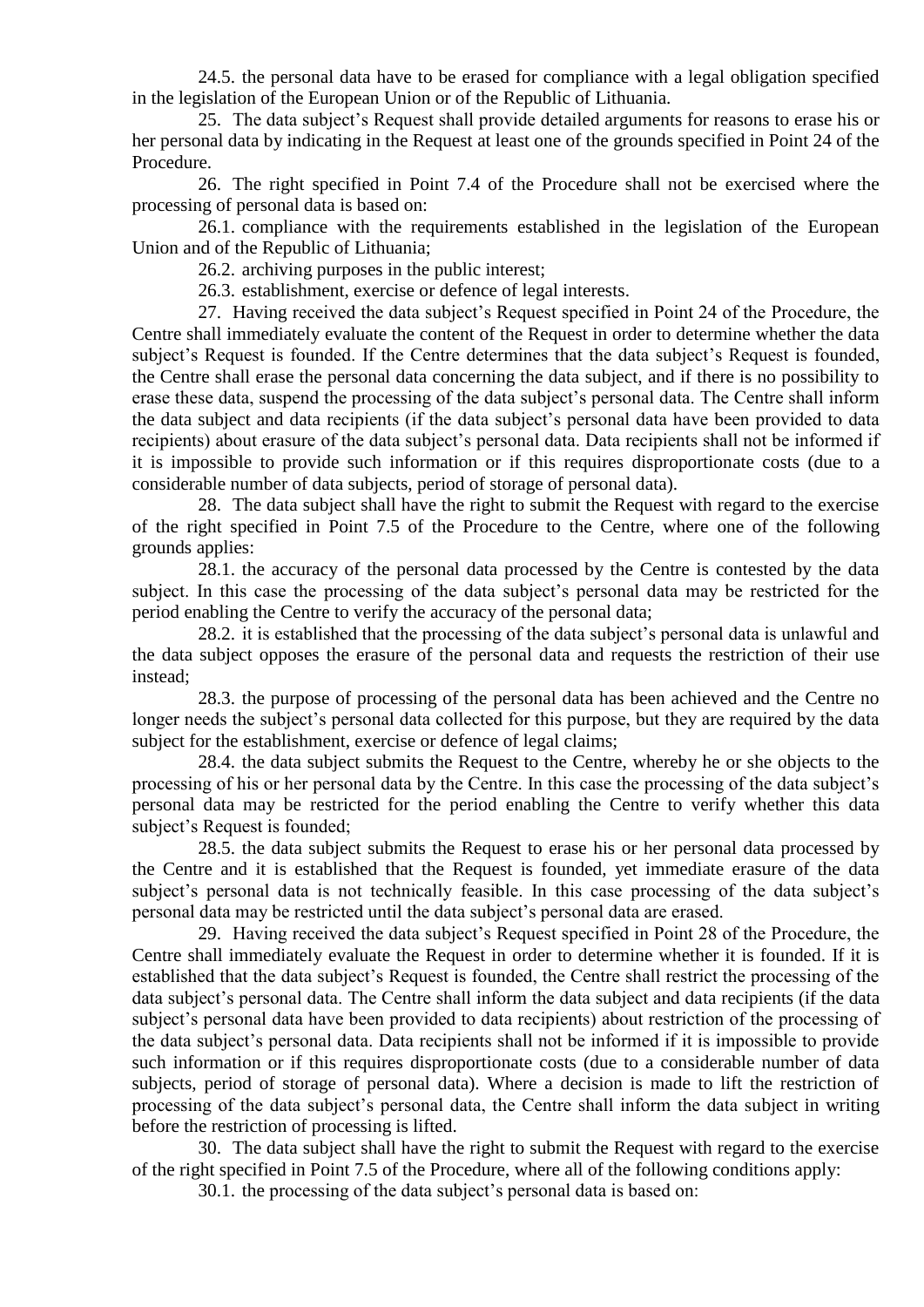24.5. the personal data have to be erased for compliance with a legal obligation specified in the legislation of the European Union or of the Republic of Lithuania.

25. The data subject's Request shall provide detailed arguments for reasons to erase his or her personal data by indicating in the Request at least one of the grounds specified in Point 24 of the Procedure.

26. The right specified in Point 7.4 of the Procedure shall not be exercised where the processing of personal data is based on:

26.1. compliance with the requirements established in the legislation of the European Union and of the Republic of Lithuania;

26.2. archiving purposes in the public interest;

26.3. establishment, exercise or defence of legal interests.

27. Having received the data subject's Request specified in Point 24 of the Procedure, the Centre shall immediately evaluate the content of the Request in order to determine whether the data subject's Request is founded. If the Centre determines that the data subject's Request is founded, the Centre shall erase the personal data concerning the data subject, and if there is no possibility to erase these data, suspend the processing of the data subject's personal data. The Centre shall inform the data subject and data recipients (if the data subject's personal data have been provided to data recipients) about erasure of the data subject's personal data. Data recipients shall not be informed if it is impossible to provide such information or if this requires disproportionate costs (due to a considerable number of data subjects, period of storage of personal data).

28. The data subject shall have the right to submit the Request with regard to the exercise of the right specified in Point 7.5 of the Procedure to the Centre, where one of the following grounds applies:

28.1. the accuracy of the personal data processed by the Centre is contested by the data subject. In this case the processing of the data subject's personal data may be restricted for the period enabling the Centre to verify the accuracy of the personal data;

28.2. it is established that the processing of the data subject's personal data is unlawful and the data subject opposes the erasure of the personal data and requests the restriction of their use instead;

28.3. the purpose of processing of the personal data has been achieved and the Centre no longer needs the subject's personal data collected for this purpose, but they are required by the data subject for the establishment, exercise or defence of legal claims;

28.4. the data subject submits the Request to the Centre, whereby he or she objects to the processing of his or her personal data by the Centre. In this case the processing of the data subject's personal data may be restricted for the period enabling the Centre to verify whether this data subject's Request is founded;

28.5. the data subject submits the Request to erase his or her personal data processed by the Centre and it is established that the Request is founded, yet immediate erasure of the data subject's personal data is not technically feasible. In this case processing of the data subject's personal data may be restricted until the data subject's personal data are erased.

29. Having received the data subject's Request specified in Point 28 of the Procedure, the Centre shall immediately evaluate the Request in order to determine whether it is founded. If it is established that the data subject's Request is founded, the Centre shall restrict the processing of the data subject's personal data. The Centre shall inform the data subject and data recipients (if the data subject's personal data have been provided to data recipients) about restriction of the processing of the data subject's personal data. Data recipients shall not be informed if it is impossible to provide such information or if this requires disproportionate costs (due to a considerable number of data subjects, period of storage of personal data). Where a decision is made to lift the restriction of processing of the data subject's personal data, the Centre shall inform the data subject in writing before the restriction of processing is lifted.

30. The data subject shall have the right to submit the Request with regard to the exercise of the right specified in Point 7.5 of the Procedure, where all of the following conditions apply:

30.1. the processing of the data subject's personal data is based on: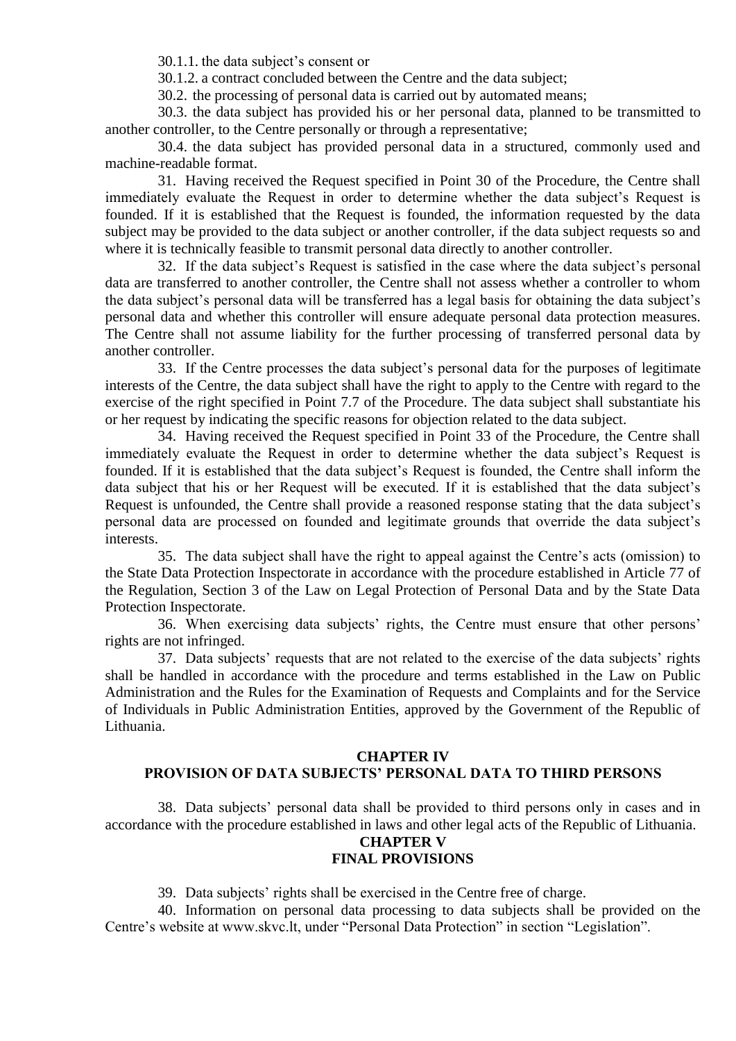30.1.1. the data subject's consent or

30.1.2. a contract concluded between the Centre and the data subject;

30.2. the processing of personal data is carried out by automated means;

30.3. the data subject has provided his or her personal data, planned to be transmitted to another controller, to the Centre personally or through a representative;

30.4. the data subject has provided personal data in a structured, commonly used and machine-readable format.

31. Having received the Request specified in Point 30 of the Procedure, the Centre shall immediately evaluate the Request in order to determine whether the data subject's Request is founded. If it is established that the Request is founded, the information requested by the data subject may be provided to the data subject or another controller, if the data subject requests so and where it is technically feasible to transmit personal data directly to another controller.

32. If the data subject's Request is satisfied in the case where the data subject's personal data are transferred to another controller, the Centre shall not assess whether a controller to whom the data subject's personal data will be transferred has a legal basis for obtaining the data subject's personal data and whether this controller will ensure adequate personal data protection measures. The Centre shall not assume liability for the further processing of transferred personal data by another controller.

33. If the Centre processes the data subject's personal data for the purposes of legitimate interests of the Centre, the data subject shall have the right to apply to the Centre with regard to the exercise of the right specified in Point 7.7 of the Procedure. The data subject shall substantiate his or her request by indicating the specific reasons for objection related to the data subject.

34. Having received the Request specified in Point 33 of the Procedure, the Centre shall immediately evaluate the Request in order to determine whether the data subject's Request is founded. If it is established that the data subject's Request is founded, the Centre shall inform the data subject that his or her Request will be executed. If it is established that the data subject's Request is unfounded, the Centre shall provide a reasoned response stating that the data subject's personal data are processed on founded and legitimate grounds that override the data subject's interests.

35. The data subject shall have the right to appeal against the Centre's acts (omission) to the State Data Protection Inspectorate in accordance with the procedure established in Article 77 of the Regulation, Section 3 of the Law on Legal Protection of Personal Data and by the State Data Protection Inspectorate.

36. When exercising data subjects' rights, the Centre must ensure that other persons' rights are not infringed.

37. Data subjects' requests that are not related to the exercise of the data subjects' rights shall be handled in accordance with the procedure and terms established in the Law on Public Administration and the Rules for the Examination of Requests and Complaints and for the Service of Individuals in Public Administration Entities, approved by the Government of the Republic of Lithuania.

## CHAPTER IV
## PROVISION OF DATA SUBJECTS' PERSONAL DATA TO THIRD PERSONS

38. Data subjects' personal data shall be provided to third persons only in cases and in accordance with the procedure established in laws and other legal acts of the Republic of Lithuania.

## CHAPTER V
## FINAL PROVISIONS

39. Data subjects' rights shall be exercised in the Centre free of charge.

40. Information on personal data processing to data subjects shall be provided on the Centre's website at www.skvc.lt, under "Personal Data Protection" in section "Legislation".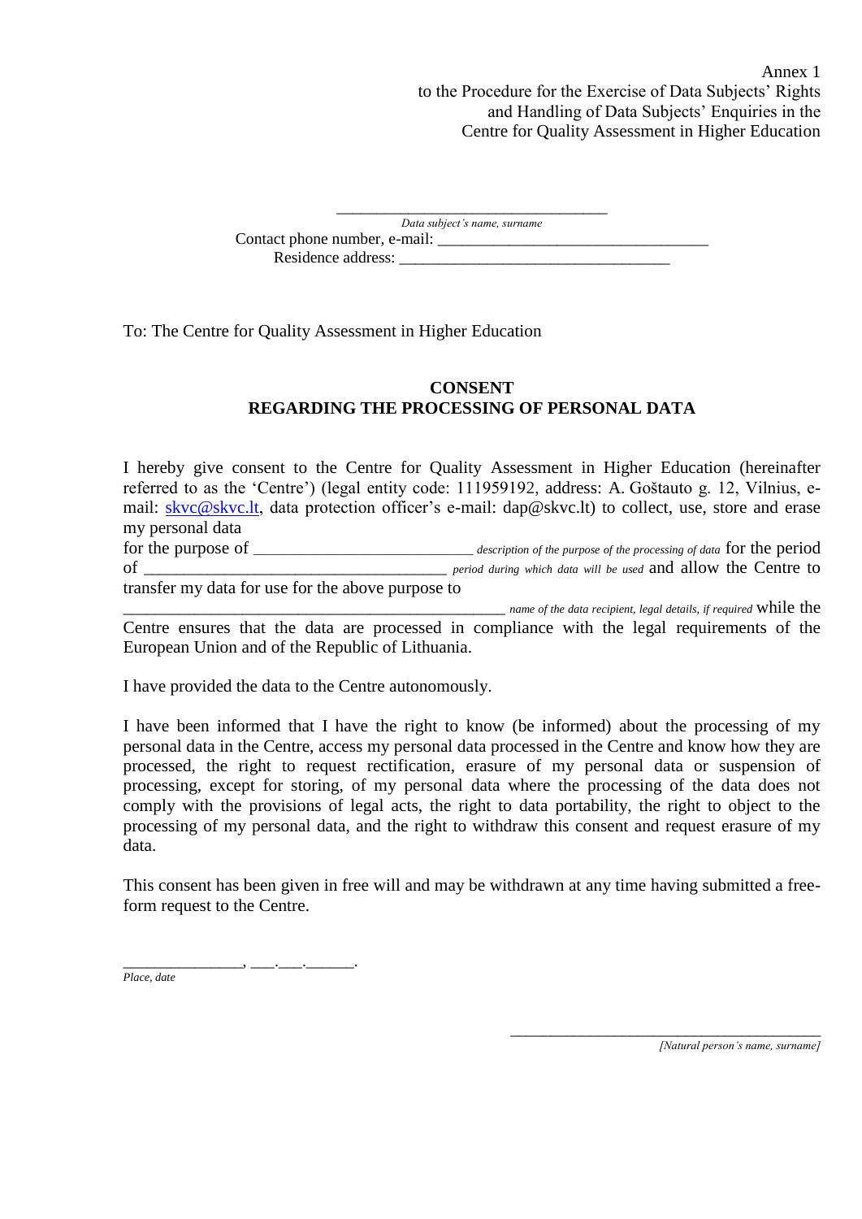Annex 1
to the Procedure for the Exercise of Data Subjects' Rights
and Handling of Data Subjects' Enquiries in the
Centre for Quality Assessment in Higher Education

\_\_\_\_\_\_\_\_\_\_\_\_\_\_\_\_\_\_\_\_\_\_\_\_\_\_\_\_\_\_\_\_\_\_
*Data subject's name, surname*
Contact phone number, e-mail: \_\_\_\_\_\_\_\_\_\_\_\_\_\_\_\_\_\_\_\_\_\_\_\_\_\_\_\_\_\_\_\_\_\_
Residence address: \_\_\_\_\_\_\_\_\_\_\_\_\_\_\_\_\_\_\_\_\_\_\_\_\_\_\_\_\_\_\_\_\_\_

To: The Centre for Quality Assessment in Higher Education

**CONSENT**
**REGARDING THE PROCESSING OF PERSONAL DATA**

I hereby give consent to the Centre for Quality Assessment in Higher Education (hereinafter referred to as the 'Centre') (legal entity code: 111959192, address: A. Goštauto g. 12, Vilnius, e-mail: skvc@skvc.lt, data protection officer's e-mail: dap@skvc.lt) to collect, use, store and erase my personal data
for the purpose of \_\_\_\_\_\_\_\_\_\_\_\_\_\_\_\_\_\_\_\_\_\_\_\_\_\_\_ *description of the purpose of the processing of data* for the period of \_\_\_\_\_\_\_\_\_\_\_\_\_\_\_\_\_\_\_\_\_\_\_\_\_\_\_\_\_\_\_\_\_\_\_\_\_ *period during which data will be used* and allow the Centre to transfer my data for use for the above purpose to
\_\_\_\_\_\_\_\_\_\_\_\_\_\_\_\_\_\_\_\_\_\_\_\_\_\_\_\_\_\_\_\_\_\_\_\_\_\_\_\_\_\_\_\_\_\_\_ *name of the data recipient, legal details, if required* while the Centre ensures that the data are processed in compliance with the legal requirements of the European Union and of the Republic of Lithuania.

I have provided the data to the Centre autonomously.

I have been informed that I have the right to know (be informed) about the processing of my personal data in the Centre, access my personal data processed in the Centre and know how they are processed, the right to request rectification, erasure of my personal data or suspension of processing, except for storing, of my personal data where the processing of the data does not comply with the provisions of legal acts, the right to data portability, the right to object to the processing of my personal data, and the right to withdraw this consent and request erasure of my data.

This consent has been given in free will and may be withdrawn at any time having submitted a free-form request to the Centre.

\_\_\_\_\_\_\_\_\_\_\_\_\_\_\_, \_\_\_.\_\_\_.\_\_\_\_\_\_.
*Place, date*

\_\_\_\_\_\_\_\_\_\_\_\_\_\_\_\_\_\_\_\_\_\_\_\_\_\_\_\_\_\_\_\_\_\_\_\_\_\_\_
*[Natural person's name, surname]*